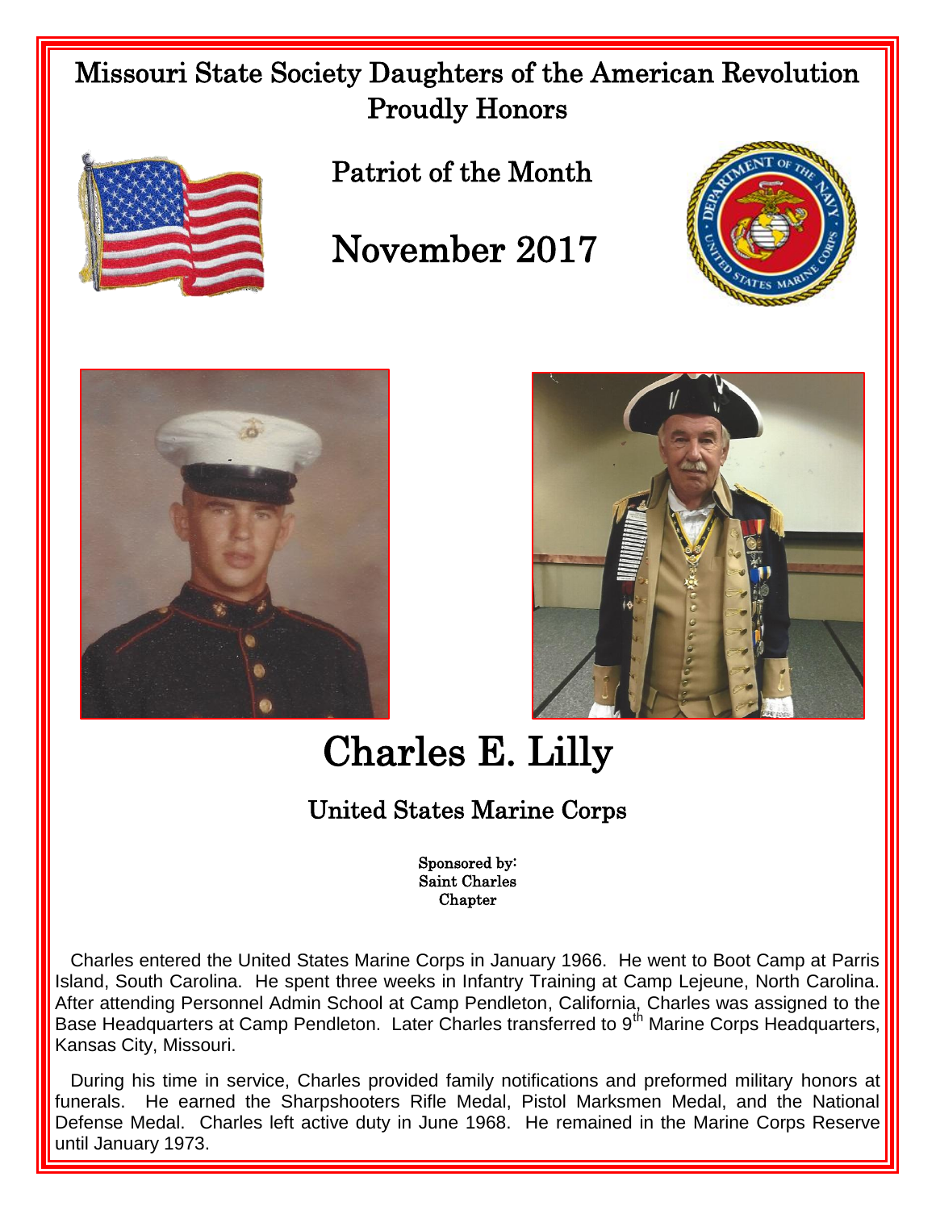# Missouri State Society Daughters of the American Revolution Proudly Honors

## Patriot of the Month

## November 2017

# Charles E. Lilly

## United States Marine Corps

Sponsored by:
Saint Charles
Chapter

Charles entered the United States Marine Corps in January 1966. He went to Boot Camp at Parris Island, South Carolina. He spent three weeks in Infantry Training at Camp Lejeune, North Carolina. After attending Personnel Admin School at Camp Pendleton, California, Charles was assigned to the Base Headquarters at Camp Pendleton. Later Charles transferred to 9th Marine Corps Headquarters, Kansas City, Missouri.

During his time in service, Charles provided family notifications and preformed military honors at funerals. He earned the Sharpshooters Rifle Medal, Pistol Marksmen Medal, and the National Defense Medal. Charles left active duty in June 1968. He remained in the Marine Corps Reserve until January 1973.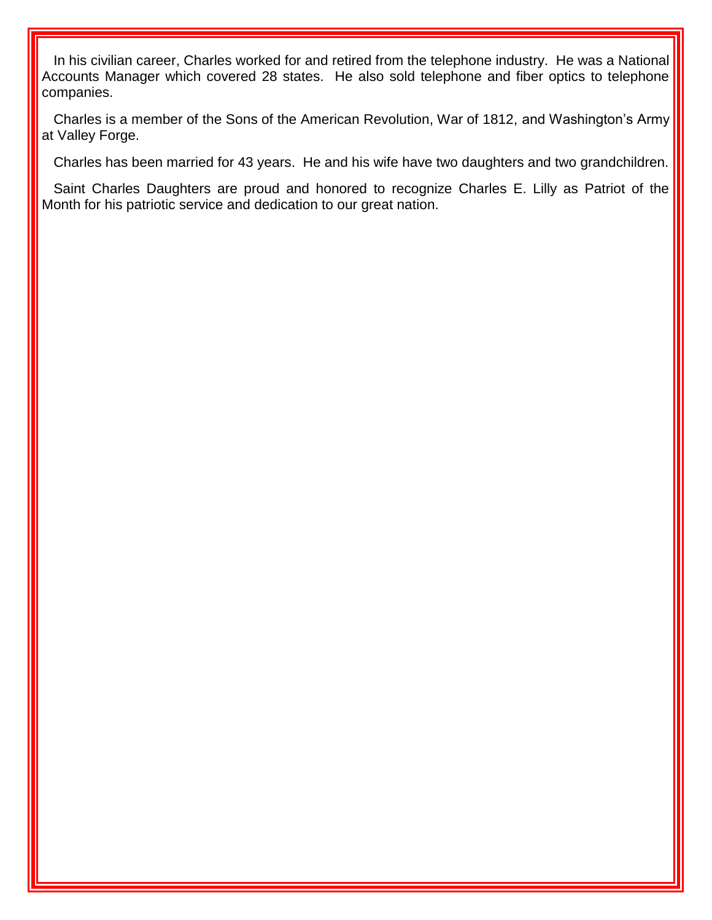In his civilian career, Charles worked for and retired from the telephone industry. He was a National Accounts Manager which covered 28 states. He also sold telephone and fiber optics to telephone companies.

Charles is a member of the Sons of the American Revolution, War of 1812, and Washington's Army at Valley Forge.

Charles has been married for 43 years. He and his wife have two daughters and two grandchildren.

Saint Charles Daughters are proud and honored to recognize Charles E. Lilly as Patriot of the Month for his patriotic service and dedication to our great nation.